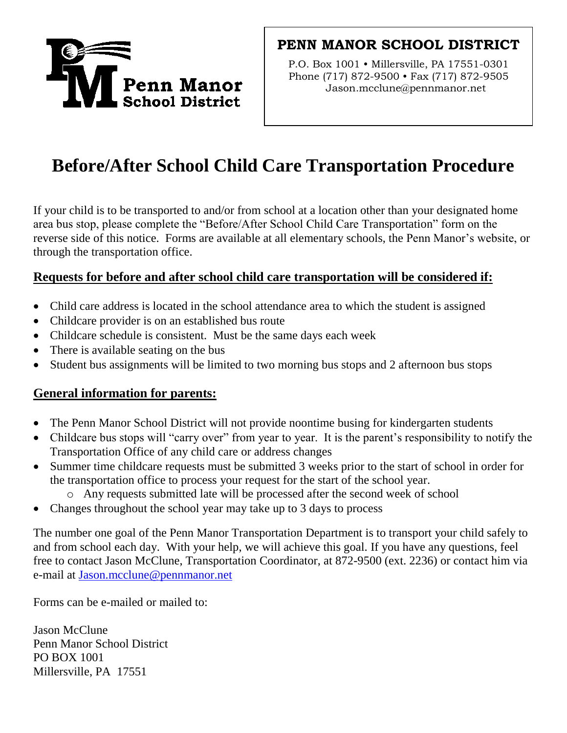Penn Manor School District

**PENN MANOR SCHOOL DISTRICT**

P.O. Box 1001 • Millersville, PA 17551-0301
Phone (717) 872-9500 • Fax (717) 872-9505
Jason.mcclune@pennmanor.net

# Before/After School Child Care Transportation Procedure

If your child is to be transported to and/or from school at a location other than your designated home area bus stop, please complete the "Before/After School Child Care Transportation" form on the reverse side of this notice. Forms are available at all elementary schools, the Penn Manor's website, or through the transportation office.

## Requests for before and after school child care transportation will be considered if:

- Child care address is located in the school attendance area to which the student is assigned
- Childcare provider is on an established bus route
- Childcare schedule is consistent. Must be the same days each week
- There is available seating on the bus
- Student bus assignments will be limited to two morning bus stops and 2 afternoon bus stops

## General information for parents:

- The Penn Manor School District will not provide noontime busing for kindergarten students
- Childcare bus stops will "carry over" from year to year. It is the parent's responsibility to notify the Transportation Office of any child care or address changes
- Summer time childcare requests must be submitted 3 weeks prior to the start of school in order for the transportation office to process your request for the start of the school year.
  - Any requests submitted late will be processed after the second week of school
- Changes throughout the school year may take up to 3 days to process

The number one goal of the Penn Manor Transportation Department is to transport your child safely to and from school each day. With your help, we will achieve this goal. If you have any questions, feel free to contact Jason McClune, Transportation Coordinator, at 872-9500 (ext. 2236) or contact him via e-mail at Jason.mcclune@pennmanor.net

Forms can be e-mailed or mailed to:

Jason McClune
Penn Manor School District
PO BOX 1001
Millersville, PA 17551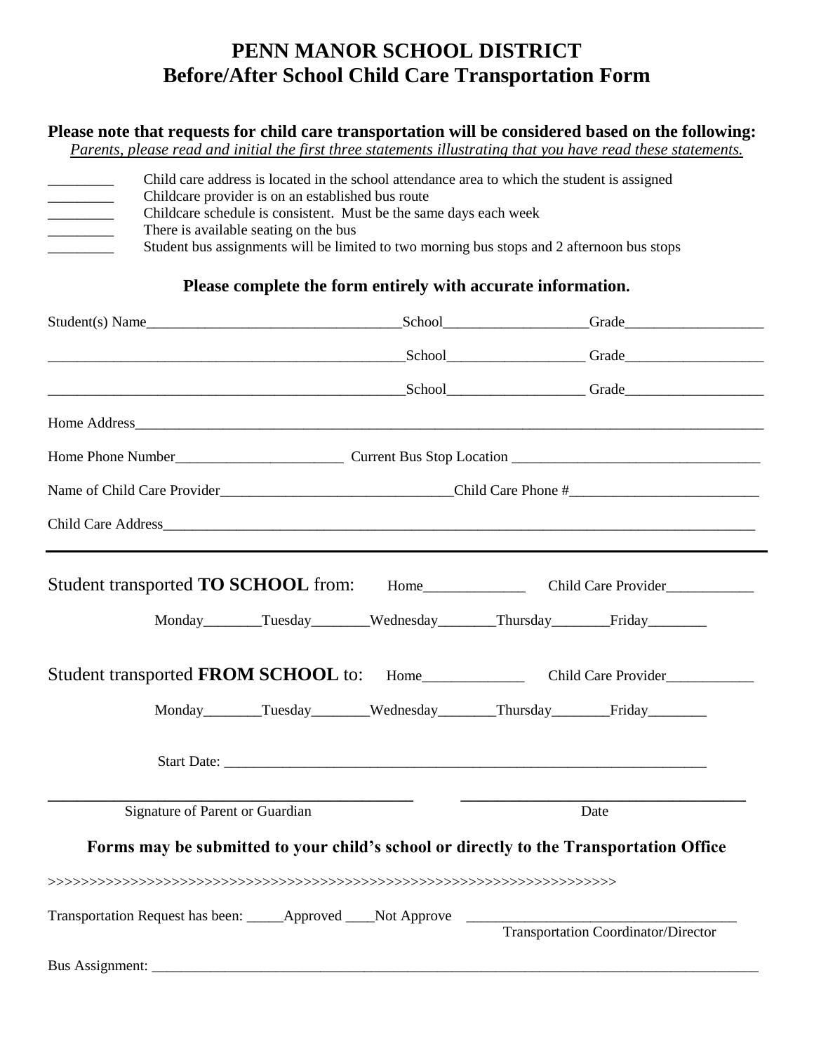# PENN MANOR SCHOOL DISTRICT
## Before/After School Child Care Transportation Form

**Please note that requests for child care transportation will be considered based on the following:**

*Parents, please read and initial the first three statements illustrating that you have read these statements.*

_________ Child care address is located in the school attendance area to which the student is assigned
_________ Childcare provider is on an established bus route
_________ Childcare schedule is consistent. Must be the same days each week
_________ There is available seating on the bus
_________ Student bus assignments will be limited to two morning bus stops and 2 afternoon bus stops

**Please complete the form entirely with accurate information.**

Student(s) Name___________________________________School___________________Grade___________________

__________________________________________________School___________________ Grade___________________

__________________________________________________School___________________ Grade___________________

Home Address_____________________________________________________________________________________

Home Phone Number______________________ Current Bus Stop Location __________________________________

Name of Child Care Provider_______________________________Child Care Phone #_________________________

Child Care Address_________________________________________________________________________________

---

Student transported **TO SCHOOL** from: Home_____________ Child Care Provider___________

Monday________Tuesday________Wednesday________Thursday________Friday________

Student transported **FROM SCHOOL** to: Home_____________ Child Care Provider___________

Monday________Tuesday________Wednesday________Thursday________Friday________

Start Date: ____________________________________________________________________

______________________________________ ______________________________
Signature of Parent or Guardian Date

**Forms may be submitted to your child's school or directly to the Transportation Office**

>>>>>>>>>>>>>>>>>>>>>>>>>>>>>>>>>>>>>>>>>>>>>>>>>>>>>>>>>>>>>>>>>>>>>>>>>>>>>>>

Transportation Request has been: _____Approved ____Not Approve ___________________________________
Transportation Coordinator/Director

Bus Assignment: _________________________________________________________________________________